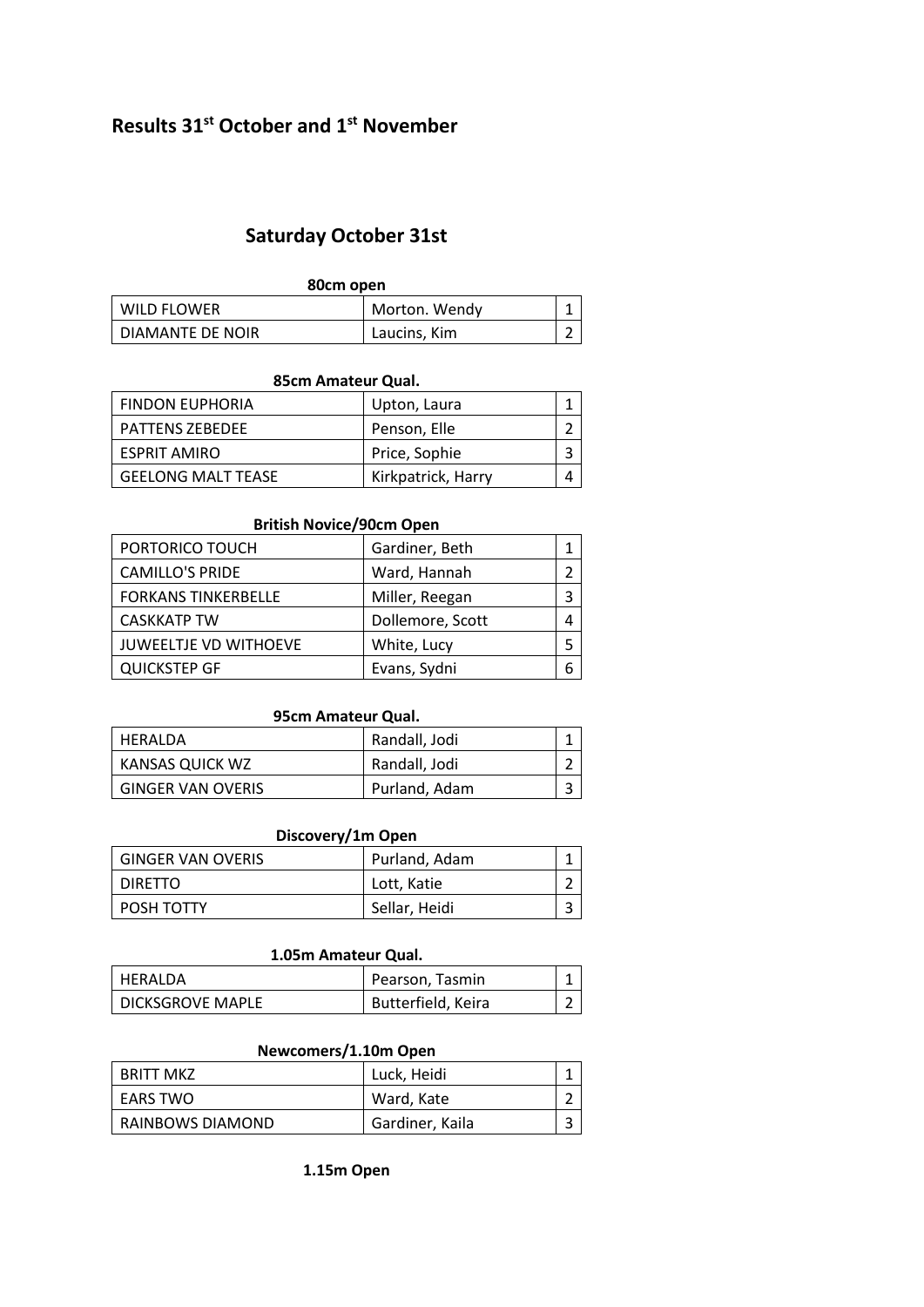# Results 31st October and 1st November

## Saturday October 31st

**80cm open**

| | | |
|---|---|---|
| WILD FLOWER | Morton. Wendy | 1 |
| DIAMANTE DE NOIR | Laucins, Kim | 2 |

**85cm Amateur Qual.**

| | | |
|---|---|---|
| FINDON EUPHORIA | Upton, Laura | 1 |
| PATTENS ZEBEDEE | Penson, Elle | 2 |
| ESPRIT AMIRO | Price, Sophie | 3 |
| GEELONG MALT TEASE | Kirkpatrick, Harry | 4 |

**British Novice/90cm Open**

| | | |
|---|---|---|
| PORTORICO TOUCH | Gardiner, Beth | 1 |
| CAMILLO'S PRIDE | Ward, Hannah | 2 |
| FORKANS TINKERBELLE | Miller, Reegan | 3 |
| CASKKATP TW | Dollemore, Scott | 4 |
| JUWEELTJE VD WITHOEVE | White, Lucy | 5 |
| QUICKSTEP GF | Evans, Sydni | 6 |

**95cm Amateur Qual.**

| | | |
|---|---|---|
| HERALDA | Randall, Jodi | 1 |
| KANSAS QUICK WZ | Randall, Jodi | 2 |
| GINGER VAN OVERIS | Purland, Adam | 3 |

**Discovery/1m Open**

| | | |
|---|---|---|
| GINGER VAN OVERIS | Purland, Adam | 1 |
| DIRETTO | Lott, Katie | 2 |
| POSH TOTTY | Sellar, Heidi | 3 |

**1.05m Amateur Qual.**

| | | |
|---|---|---|
| HERALDA | Pearson, Tasmin | 1 |
| DICKSGROVE MAPLE | Butterfield, Keira | 2 |

**Newcomers/1.10m Open**

| | | |
|---|---|---|
| BRITT MKZ | Luck, Heidi | 1 |
| EARS TWO | Ward, Kate | 2 |
| RAINBOWS DIAMOND | Gardiner, Kaila | 3 |

**1.15m Open**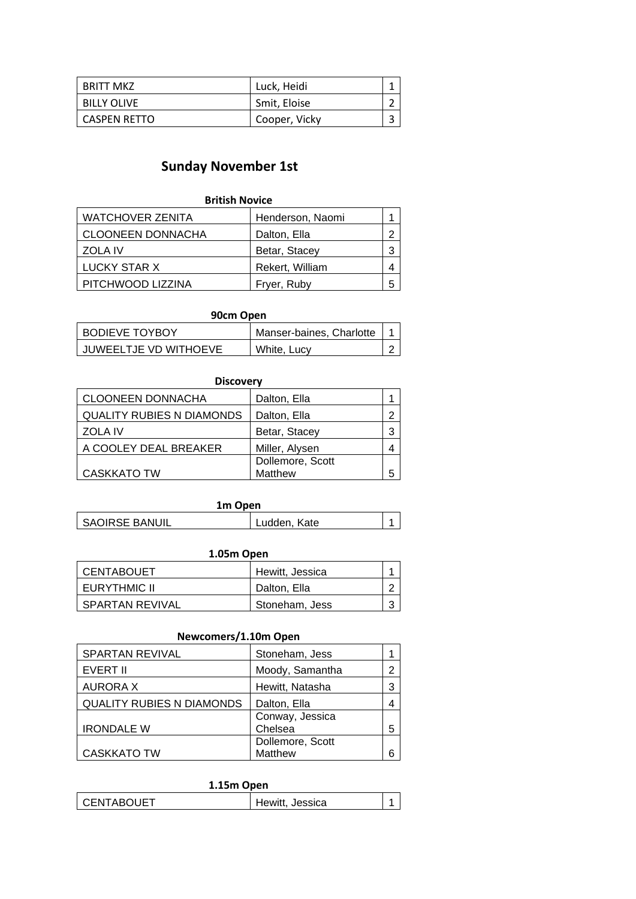| BRITT MKZ | Luck, Heidi | 1 |
|---|---|---|
| BILLY OLIVE | Smit, Eloise | 2 |
| CASPEN RETTO | Cooper, Vicky | 3 |

## Sunday November 1st

### British Novice

| WATCHOVER ZENITA | Henderson, Naomi | 1 |
|---|---|---|
| CLOONEEN DONNACHA | Dalton, Ella | 2 |
| ZOLA IV | Betar, Stacey | 3 |
| LUCKY STAR X | Rekert, William | 4 |
| PITCHWOOD LIZZINA | Fryer, Ruby | 5 |

### 90cm Open

| BODIEVE TOYBOY | Manser-baines, Charlotte | 1 |
|---|---|---|
| JUWEELTJE VD WITHOEVE | White, Lucy | 2 |

### Discovery

| CLOONEEN DONNACHA | Dalton, Ella | 1 |
|---|---|---|
| QUALITY RUBIES N DIAMONDS | Dalton, Ella | 2 |
| ZOLA IV | Betar, Stacey | 3 |
| A COOLEY DEAL BREAKER | Miller, Alysen | 4 |
| CASKKATO TW | Dollemore, Scott Matthew | 5 |

### 1m Open

| SAOIRSE BANUIL | Ludden, Kate | 1 |
|---|---|---|

### 1.05m Open

| CENTABOUET | Hewitt, Jessica | 1 |
|---|---|---|
| EURYTHMIC II | Dalton, Ella | 2 |
| SPARTAN REVIVAL | Stoneham, Jess | 3 |

### Newcomers/1.10m Open

| SPARTAN REVIVAL | Stoneham, Jess | 1 |
|---|---|---|
| EVERT II | Moody, Samantha | 2 |
| AURORA X | Hewitt, Natasha | 3 |
| QUALITY RUBIES N DIAMONDS | Dalton, Ella | 4 |
| IRONDALE W | Conway, Jessica Chelsea | 5 |
| CASKKATO TW | Dollemore, Scott Matthew | 6 |

### 1.15m Open

| CENTABOUET | Hewitt, Jessica | 1 |
|---|---|---|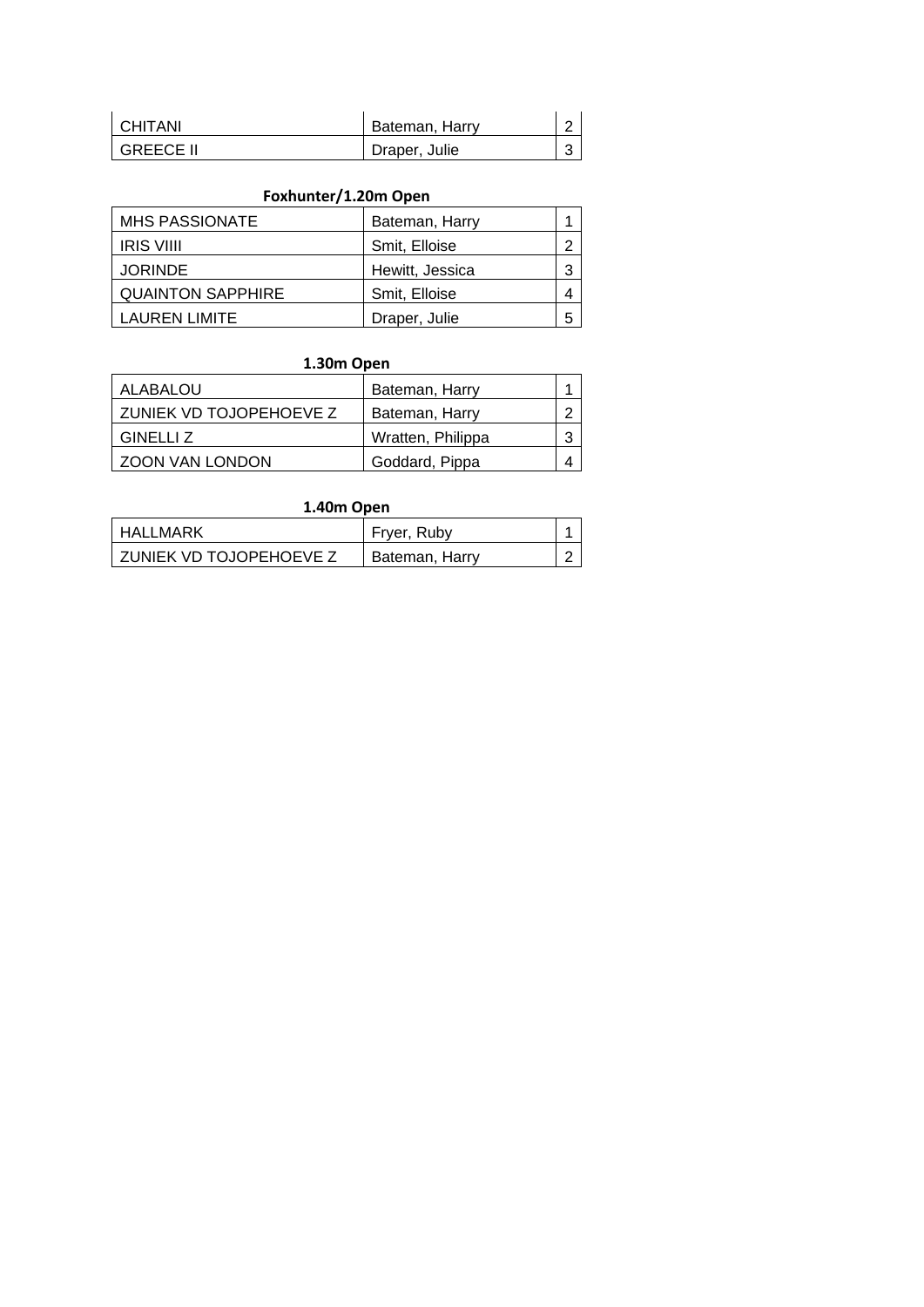| | | |
|---|---|---|
| CHITANI | Bateman, Harry | 2 |
| GREECE II | Draper, Julie | 3 |

**Foxhunter/1.20m Open**

| | | |
|---|---|---|
| MHS PASSIONATE | Bateman, Harry | 1 |
| IRIS VIIII | Smit, Elloise | 2 |
| JORINDE | Hewitt, Jessica | 3 |
| QUAINTON SAPPHIRE | Smit, Elloise | 4 |
| LAUREN LIMITE | Draper, Julie | 5 |

**1.30m Open**

| | | |
|---|---|---|
| ALABALOU | Bateman, Harry | 1 |
| ZUNIEK VD TOJOPEHOEVE Z | Bateman, Harry | 2 |
| GINELLI Z | Wratten, Philippa | 3 |
| ZOON VAN LONDON | Goddard, Pippa | 4 |

**1.40m Open**

| | | |
|---|---|---|
| HALLMARK | Fryer, Ruby | 1 |
| ZUNIEK VD TOJOPEHOEVE Z | Bateman, Harry | 2 |